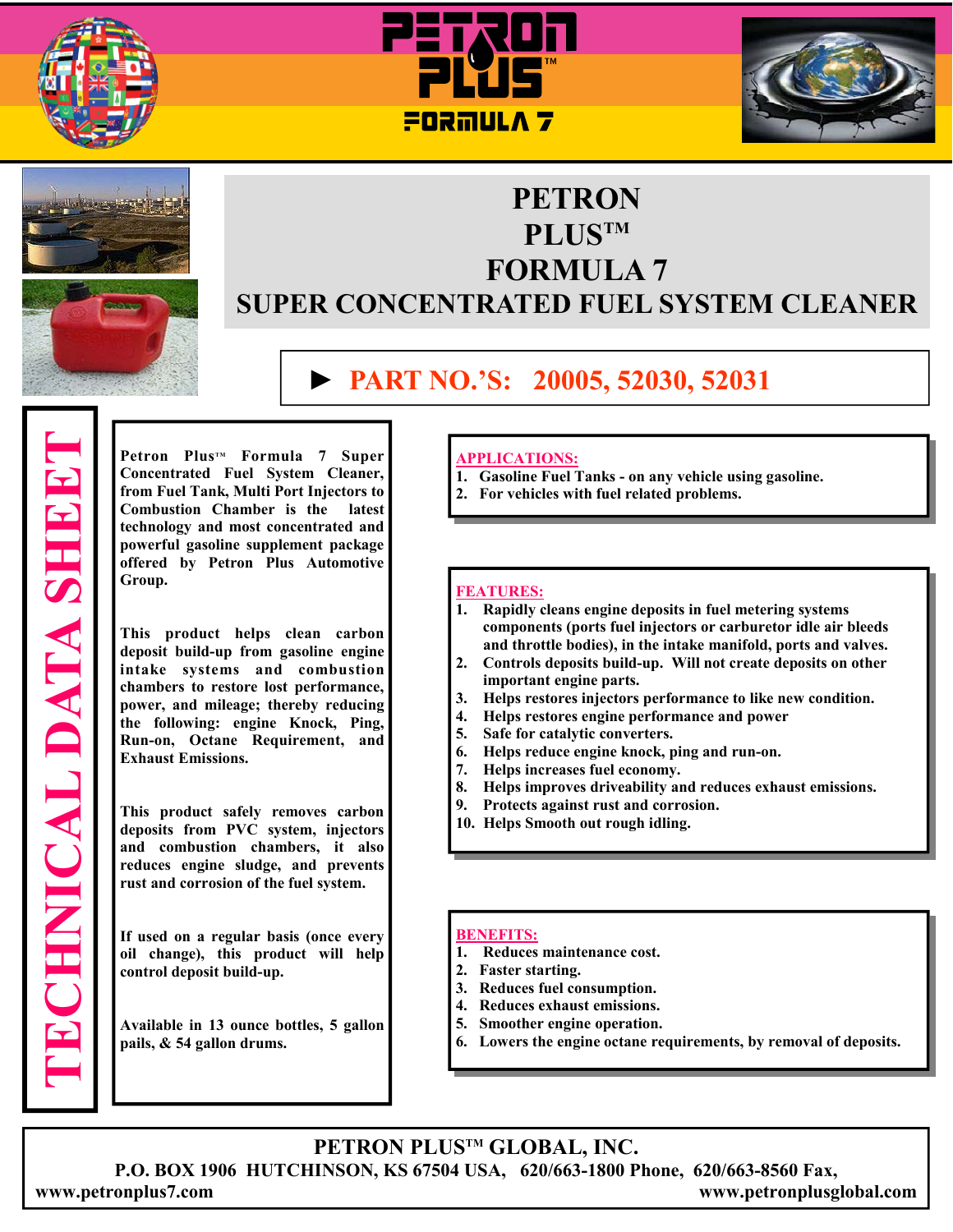# PETRON PLUS™ FORMULA 7

## SUPER CONCENTRATED FUEL SYSTEM CLEANER

► **PART NO.'S: 20005, 52030, 52031**

**TECHNICAL DATA SHEET**

**Petron Plus™ Formula 7 Super Concentrated Fuel System Cleaner, from Fuel Tank, Multi Port Injectors to Combustion Chamber is the latest technology and most concentrated and powerful gasoline supplement package offered by Petron Plus Automotive Group.**

**This product helps clean carbon deposit build-up from gasoline engine intake systems and combustion chambers to restore lost performance, power, and mileage; thereby reducing the following: engine Knock, Ping, Run-on, Octane Requirement, and Exhaust Emissions.**

**This product safely removes carbon deposits from PVC system, injectors and combustion chambers, it also reduces engine sludge, and prevents rust and corrosion of the fuel system.**

**If used on a regular basis (once every oil change), this product will help control deposit build-up.**

**Available in 13 ounce bottles, 5 gallon pails, & 54 gallon drums.**

### APPLICATIONS:

1. **Gasoline Fuel Tanks - on any vehicle using gasoline.**
2. **For vehicles with fuel related problems.**

### FEATURES:

1. **Rapidly cleans engine deposits in fuel metering systems components (ports fuel injectors or carburetor idle air bleeds and throttle bodies), in the intake manifold, ports and valves.**
2. **Controls deposits build-up. Will not create deposits on other important engine parts.**
3. **Helps restores injectors performance to like new condition.**
4. **Helps restores engine performance and power**
5. **Safe for catalytic converters.**
6. **Helps reduce engine knock, ping and run-on.**
7. **Helps increases fuel economy.**
8. **Helps improves driveability and reduces exhaust emissions.**
9. **Protects against rust and corrosion.**
10. **Helps Smooth out rough idling.**

### BENEFITS:

1. **Reduces maintenance cost.**
2. **Faster starting.**
3. **Reduces fuel consumption.**
4. **Reduces exhaust emissions.**
5. **Smoother engine operation.**
6. **Lowers the engine octane requirements, by removal of deposits.**

**PETRON PLUS™ GLOBAL, INC.**
**P.O. BOX 1906 HUTCHINSON, KS 67504 USA, 620/663-1800 Phone, 620/663-8560 Fax,**
**www.petronplus7.com www.petronplusglobal.com**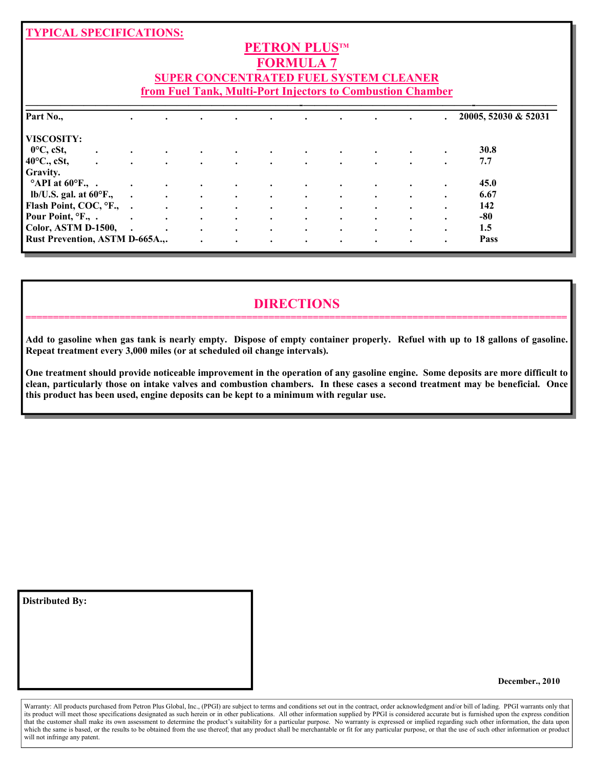**TYPICAL SPECIFICATIONS:**

# PETRON PLUS™
# FORMULA 7
## SUPER CONCENTRATED FUEL SYSTEM CLEANER
## from Fuel Tank, Multi-Port Injectors to Combustion Chamber

| | |
|---|---|
| **Part No.,** | **20005, 52030 & 52031** |
| **VISCOSITY:** | |
| **0°C, cSt,** | **30.8** |
| **40°C., cSt,** | **7.7** |
| **Gravity.** | |
| **°API at 60°F.,** | **45.0** |
| **lb/U.S. gal. at 60°F.,** | **6.67** |
| **Flash Point, COC, °F.,** | **142** |
| **Pour Point, °F.,** | **-80** |
| **Color, ASTM D-1500,** | **1.5** |
| **Rust Prevention, ASTM D-665A.,** | **Pass** |

## DIRECTIONS

**Add to gasoline when gas tank is nearly empty. Dispose of empty container properly. Refuel with up to 18 gallons of gasoline. Repeat treatment every 3,000 miles (or at scheduled oil change intervals).**

**One treatment should provide noticeable improvement in the operation of any gasoline engine. Some deposits are more difficult to clean, particularly those on intake valves and combustion chambers. In these cases a second treatment may be beneficial. Once this product has been used, engine deposits can be kept to a minimum with regular use.**

**Distributed By:**

**December., 2010**

Warranty: All products purchased from Petron Plus Global, Inc., (PPGI) are subject to terms and conditions set out in the contract, order acknowledgment and/or bill of lading. PPGI warrants only that its product will meet those specifications designated as such herein or in other publications. All other information supplied by PPGI is considered accurate but is furnished upon the express condition that the customer shall make its own assessment to determine the product's suitability for a particular purpose. No warranty is expressed or implied regarding such other information, the data upon which the same is based, or the results to be obtained from the use thereof; that any product shall be merchantable or fit for any particular purpose, or that the use of such other information or product will not infringe any patent.